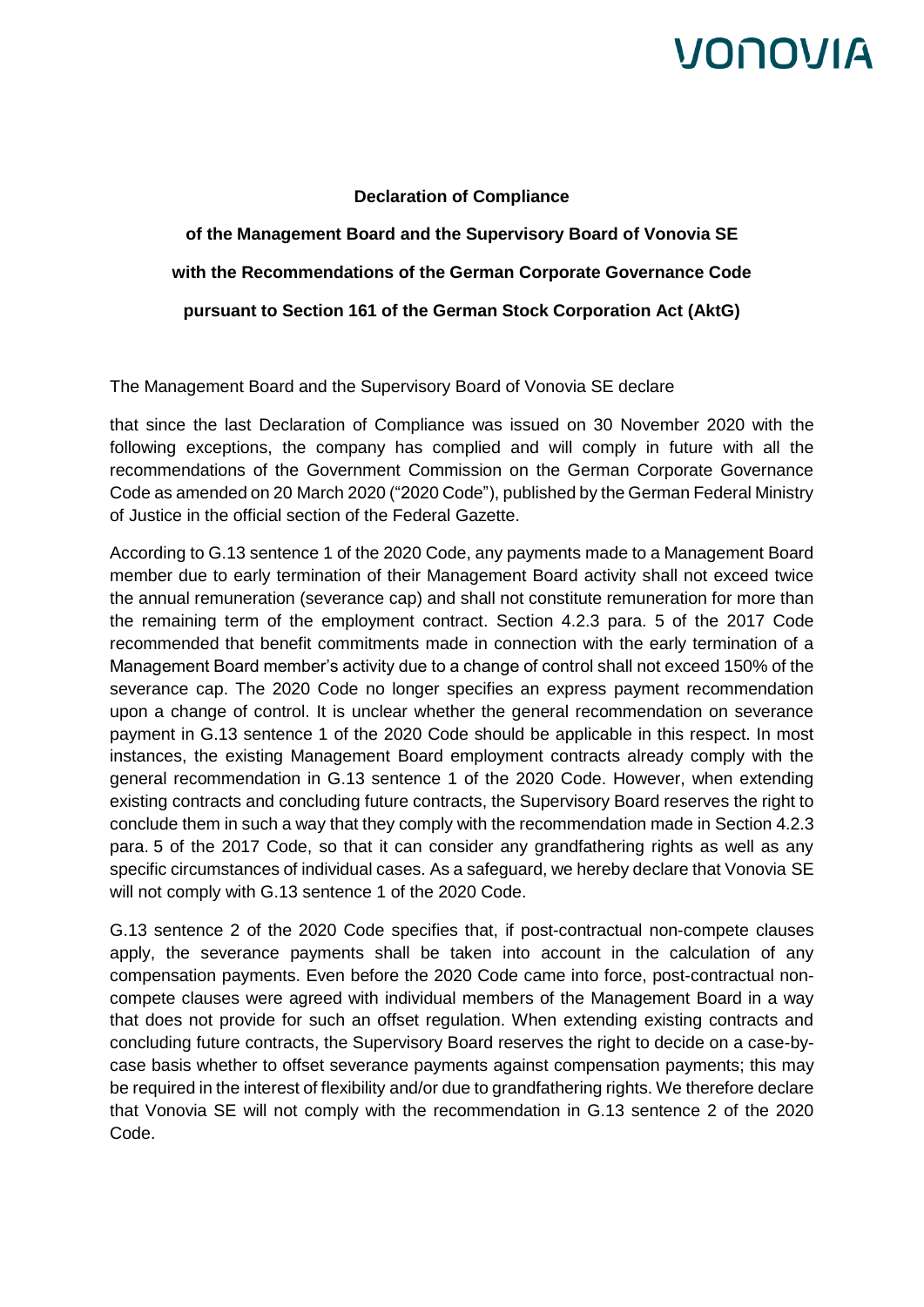**Declaration of Compliance**

**of the Management Board and the Supervisory Board of Vonovia SE**

**with the Recommendations of the German Corporate Governance Code**

**pursuant to Section 161 of the German Stock Corporation Act (AktG)**

The Management Board and the Supervisory Board of Vonovia SE declare

that since the last Declaration of Compliance was issued on 30 November 2020 with the following exceptions, the company has complied and will comply in future with all the recommendations of the Government Commission on the German Corporate Governance Code as amended on 20 March 2020 ("2020 Code"), published by the German Federal Ministry of Justice in the official section of the Federal Gazette.

According to G.13 sentence 1 of the 2020 Code, any payments made to a Management Board member due to early termination of their Management Board activity shall not exceed twice the annual remuneration (severance cap) and shall not constitute remuneration for more than the remaining term of the employment contract. Section 4.2.3 para. 5 of the 2017 Code recommended that benefit commitments made in connection with the early termination of a Management Board member's activity due to a change of control shall not exceed 150% of the severance cap. The 2020 Code no longer specifies an express payment recommendation upon a change of control. It is unclear whether the general recommendation on severance payment in G.13 sentence 1 of the 2020 Code should be applicable in this respect. In most instances, the existing Management Board employment contracts already comply with the general recommendation in G.13 sentence 1 of the 2020 Code. However, when extending existing contracts and concluding future contracts, the Supervisory Board reserves the right to conclude them in such a way that they comply with the recommendation made in Section 4.2.3 para. 5 of the 2017 Code, so that it can consider any grandfathering rights as well as any specific circumstances of individual cases. As a safeguard, we hereby declare that Vonovia SE will not comply with G.13 sentence 1 of the 2020 Code.

G.13 sentence 2 of the 2020 Code specifies that, if post-contractual non-compete clauses apply, the severance payments shall be taken into account in the calculation of any compensation payments. Even before the 2020 Code came into force, post-contractual non-compete clauses were agreed with individual members of the Management Board in a way that does not provide for such an offset regulation. When extending existing contracts and concluding future contracts, the Supervisory Board reserves the right to decide on a case-by-case basis whether to offset severance payments against compensation payments; this may be required in the interest of flexibility and/or due to grandfathering rights. We therefore declare that Vonovia SE will not comply with the recommendation in G.13 sentence 2 of the 2020 Code.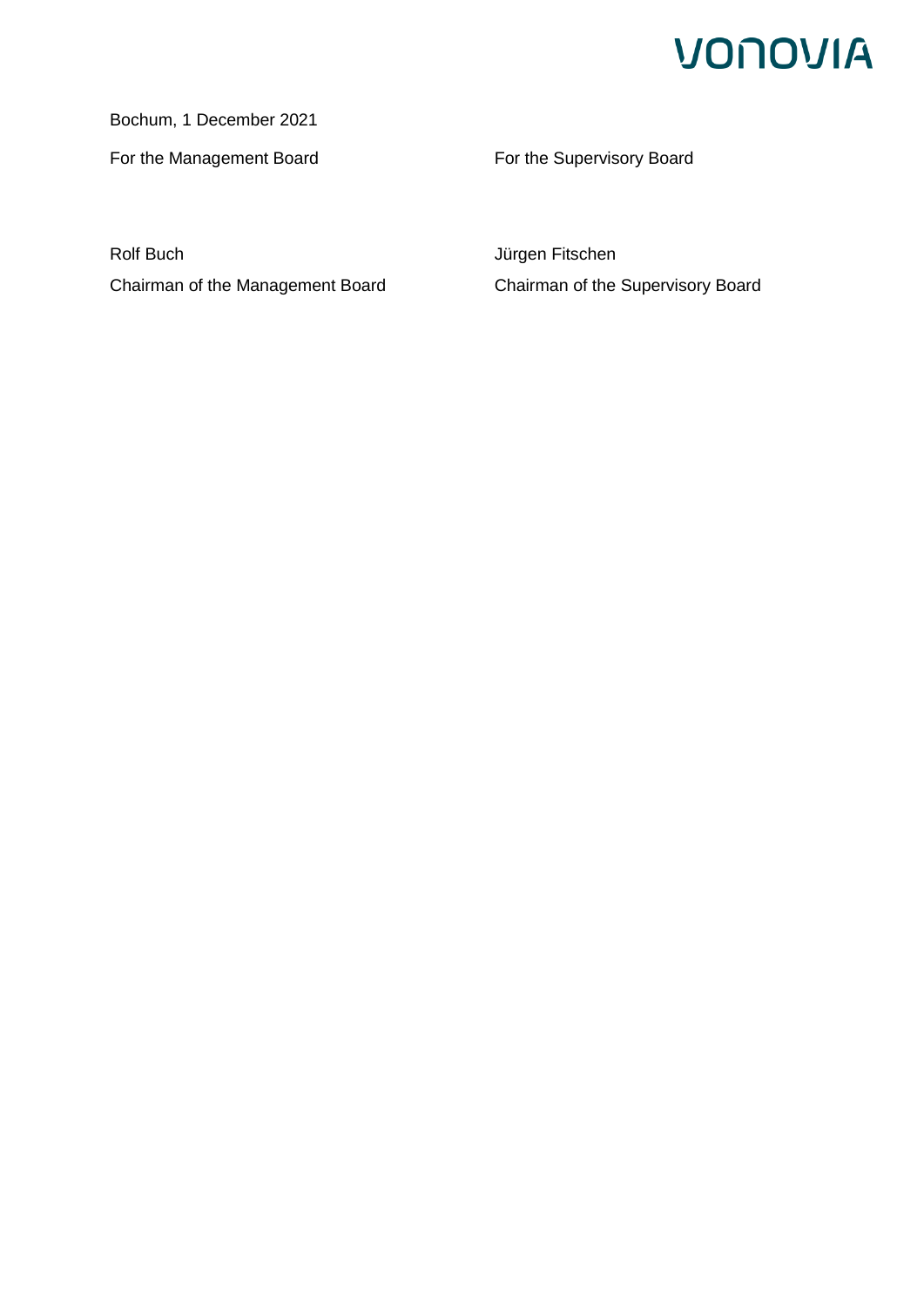Bochum, 1 December 2021

For the Management Board

Rolf Buch
Chairman of the Management Board

For the Supervisory Board

Jürgen Fitschen
Chairman of the Supervisory Board